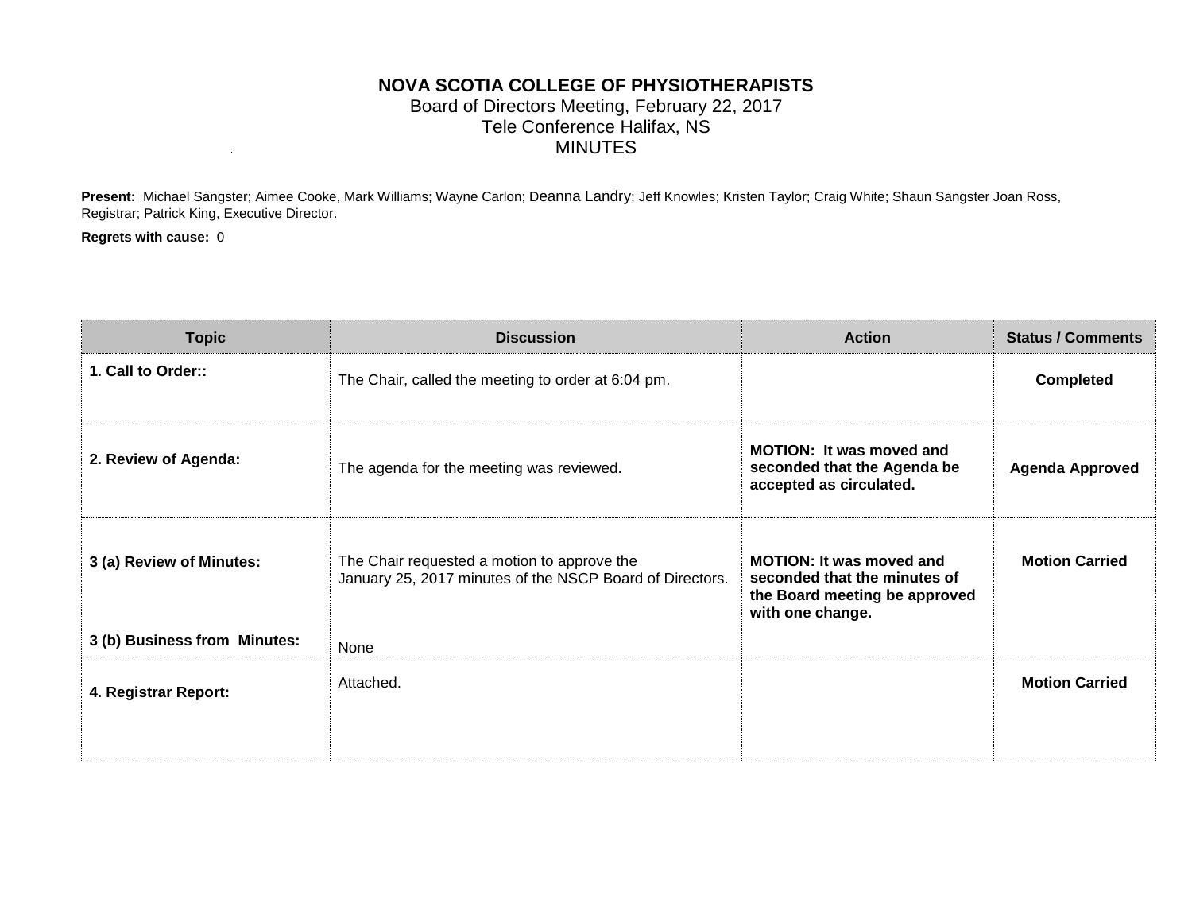# NOVA SCOTIA COLLEGE OF PHYSIOTHERAPISTS

Board of Directors Meeting, February 22, 2017
Tele Conference Halifax, NS
MINUTES

**Present:** Michael Sangster; Aimee Cooke, Mark Williams; Wayne Carlon; Deanna Landry; Jeff Knowles; Kristen Taylor; Craig White; Shaun Sangster Joan Ross, Registrar; Patrick King, Executive Director.

**Regrets with cause:** 0

| Topic | Discussion | Action | Status / Comments |
|---|---|---|---|
| **1. Call to Order::** | The Chair, called the meeting to order at 6:04 pm. | | **Completed** |
| **2. Review of Agenda:** | The agenda for the meeting was reviewed. | **MOTION: It was moved and seconded that the Agenda be accepted as circulated.** | **Agenda Approved** |
| **3 (a) Review of Minutes:** | The Chair requested a motion to approve the January 25, 2017 minutes of the NSCP Board of Directors. | **MOTION: It was moved and seconded that the minutes of the Board meeting be approved with one change.** | **Motion Carried** |
| **3 (b) Business from Minutes:** | None | | |
| **4. Registrar Report:** | Attached. | | **Motion Carried** |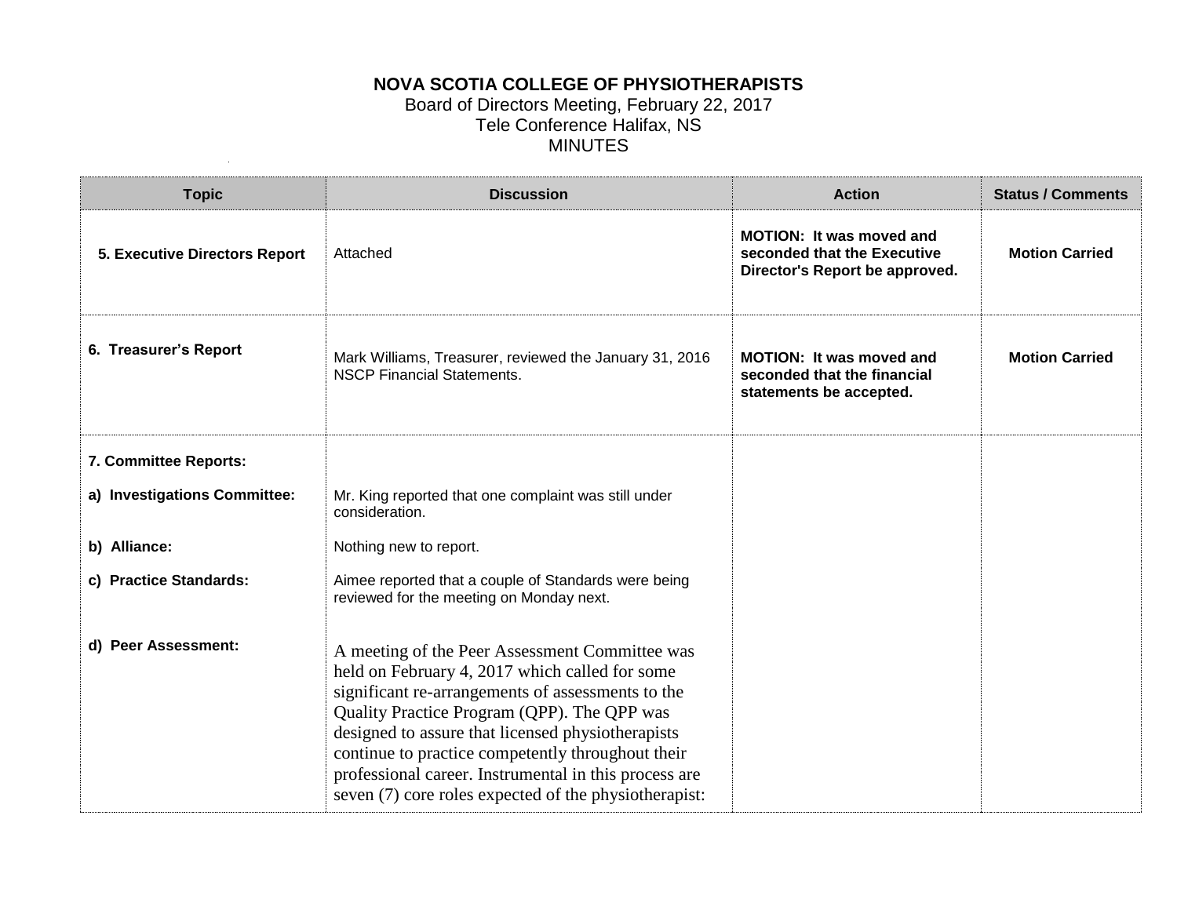**NOVA SCOTIA COLLEGE OF PHYSIOTHERAPISTS**
Board of Directors Meeting, February 22, 2017
Tele Conference Halifax, NS
MINUTES

| Topic | Discussion | Action | Status / Comments |
|---|---|---|---|
| **5. Executive Directors Report** | Attached | **MOTION: It was moved and seconded that the Executive Director's Report be approved.** | **Motion Carried** |
| **6. Treasurer's Report** | Mark Williams, Treasurer, reviewed the January 31, 2016 NSCP Financial Statements. | **MOTION: It was moved and seconded that the financial statements be accepted.** | **Motion Carried** |
| **7. Committee Reports:** | | | |
| **a) Investigations Committee:** | Mr. King reported that one complaint was still under consideration. | | |
| **b) Alliance:** | Nothing new to report. | | |
| **c) Practice Standards:** | Aimee reported that a couple of Standards were being reviewed for the meeting on Monday next. | | |
| **d) Peer Assessment:** | A meeting of the Peer Assessment Committee was held on February 4, 2017 which called for some significant re-arrangements of assessments to the Quality Practice Program (QPP). The QPP was designed to assure that licensed physiotherapists continue to practice competently throughout their professional career. Instrumental in this process are seven (7) core roles expected of the physiotherapist: | | |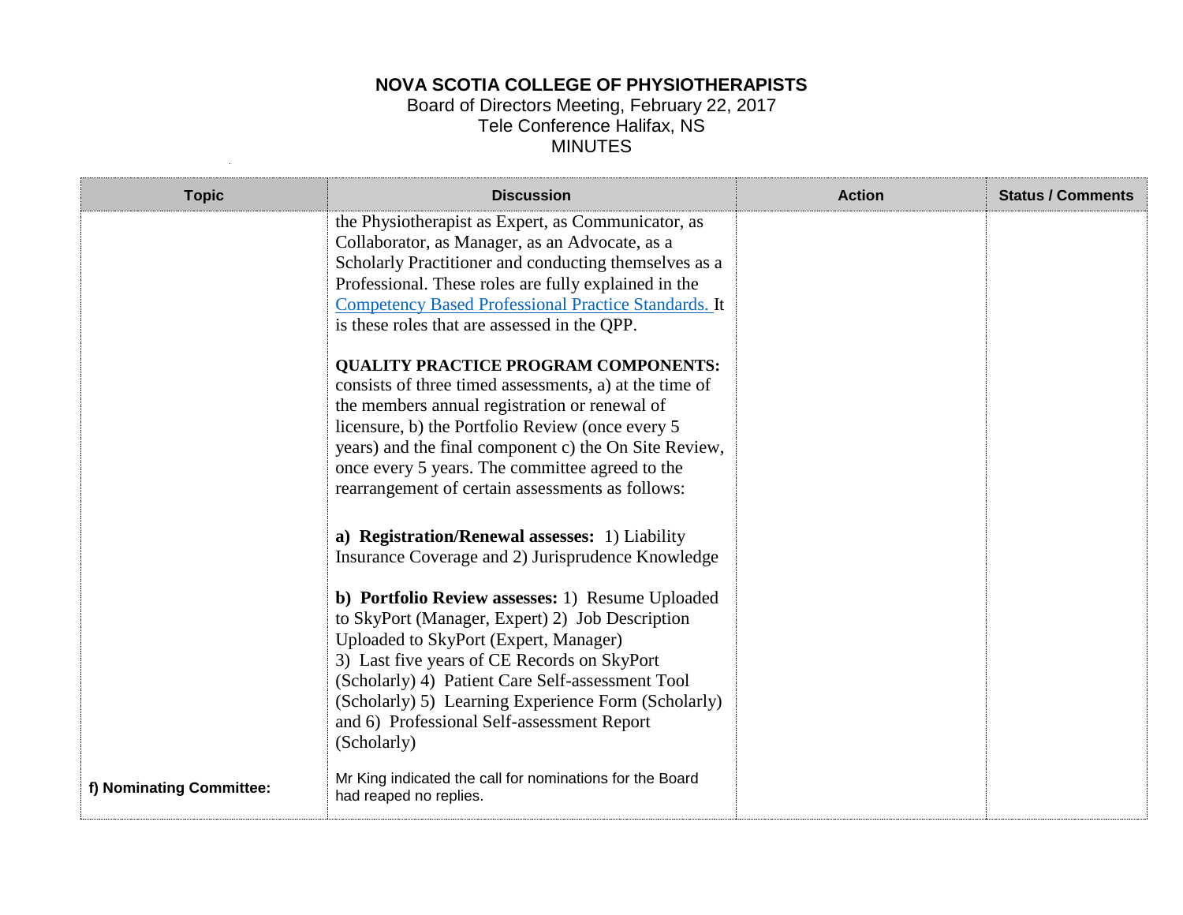# NOVA SCOTIA COLLEGE OF PHYSIOTHERAPISTS

Board of Directors Meeting, February 22, 2017
Tele Conference Halifax, NS
MINUTES

| Topic | Discussion | Action | Status / Comments |
|---|---|---|---|
| | the Physiotherapist as Expert, as Communicator, as Collaborator, as Manager, as an Advocate, as a Scholarly Practitioner and conducting themselves as a Professional. These roles are fully explained in the Competency Based Professional Practice Standards. It is these roles that are assessed in the QPP.<br><br>**QUALITY PRACTICE PROGRAM COMPONENTS:** consists of three timed assessments, a) at the time of the members annual registration or renewal of licensure, b) the Portfolio Review (once every 5 years) and the final component c) the On Site Review, once every 5 years. The committee agreed to the rearrangement of certain assessments as follows:<br><br>**a) Registration/Renewal assesses:** 1) Liability Insurance Coverage and 2) Jurisprudence Knowledge<br><br>**b) Portfolio Review assesses:** 1) Resume Uploaded to SkyPort (Manager, Expert) 2) Job Description Uploaded to SkyPort (Expert, Manager) 3) Last five years of CE Records on SkyPort (Scholarly) 4) Patient Care Self-assessment Tool (Scholarly) 5) Learning Experience Form (Scholarly) and 6) Professional Self-assessment Report (Scholarly) | | |
| **f) Nominating Committee:** | Mr King indicated the call for nominations for the Board had reaped no replies. | | |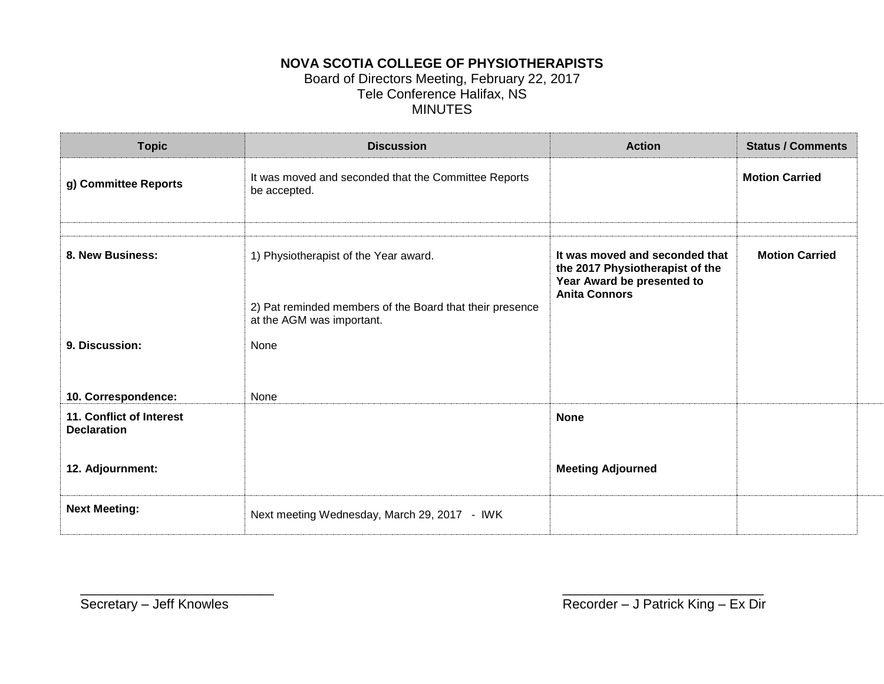**NOVA SCOTIA COLLEGE OF PHYSIOTHERAPISTS**

Board of Directors Meeting, February 22, 2017

Tele Conference Halifax, NS

MINUTES

| Topic | Discussion | Action | Status / Comments |
|---|---|---|---|
| **g) Committee Reports** | It was moved and seconded that the Committee Reports be accepted. | | **Motion Carried** |
| | | | |
| **8. New Business:** | 1) Physiotherapist of the Year award.<br><br>2) Pat reminded members of the Board that their presence at the AGM was important. | **It was moved and seconded that the 2017 Physiotherapist of the Year Award be presented to Anita Connors** | **Motion Carried** |
| **9. Discussion:** | None | | |
| **10. Correspondence:** | None | | |
| **11. Conflict of Interest Declaration** | | **None** | |
| **12. Adjournment:** | | **Meeting Adjourned** | |
| **Next Meeting:** | Next meeting Wednesday, March 29, 2017 - IWK | | |

___________________________

Secretary – Jeff Knowles

___________________________

Recorder – J Patrick King – Ex Dir